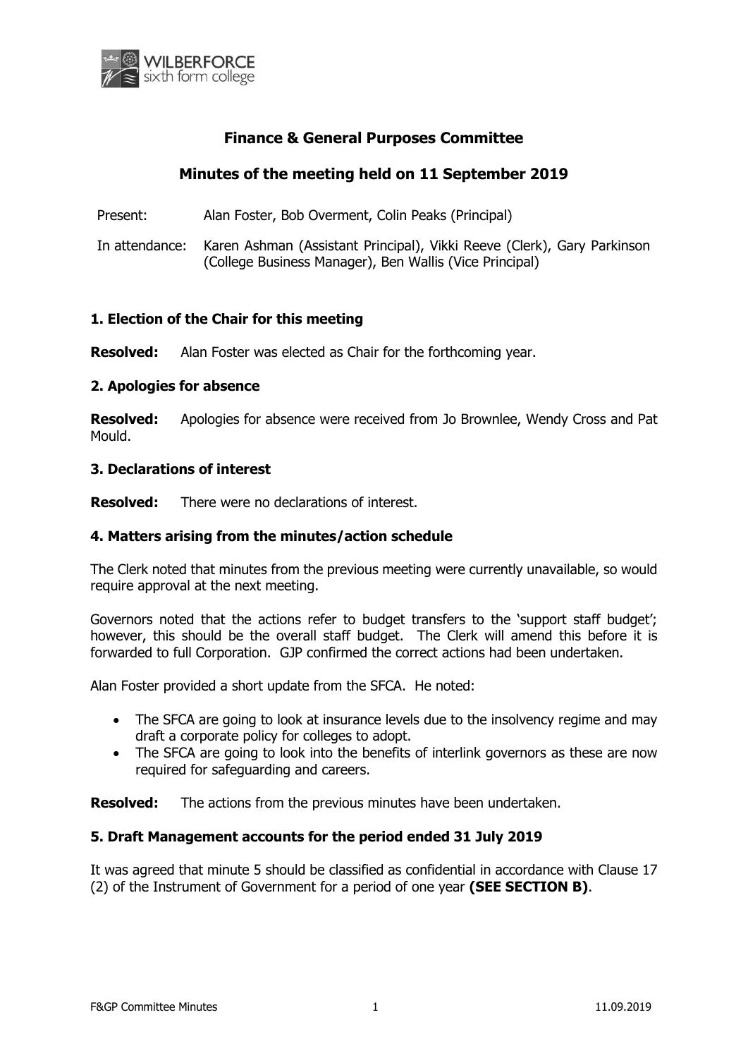WILBERFORCE sixth form college

# Finance & General Purposes Committee

## Minutes of the meeting held on 11 September 2019

Present: Alan Foster, Bob Overment, Colin Peaks (Principal)

In attendance: Karen Ashman (Assistant Principal), Vikki Reeve (Clerk), Gary Parkinson (College Business Manager), Ben Wallis (Vice Principal)

### 1. Election of the Chair for this meeting

**Resolved:** Alan Foster was elected as Chair for the forthcoming year.

### 2. Apologies for absence

**Resolved:** Apologies for absence were received from Jo Brownlee, Wendy Cross and Pat Mould.

### 3. Declarations of interest

**Resolved:** There were no declarations of interest.

### 4. Matters arising from the minutes/action schedule

The Clerk noted that minutes from the previous meeting were currently unavailable, so would require approval at the next meeting.

Governors noted that the actions refer to budget transfers to the 'support staff budget'; however, this should be the overall staff budget. The Clerk will amend this before it is forwarded to full Corporation. GJP confirmed the correct actions had been undertaken.

Alan Foster provided a short update from the SFCA. He noted:

- The SFCA are going to look at insurance levels due to the insolvency regime and may draft a corporate policy for colleges to adopt.
- The SFCA are going to look into the benefits of interlink governors as these are now required for safeguarding and careers.

**Resolved:** The actions from the previous minutes have been undertaken.

### 5. Draft Management accounts for the period ended 31 July 2019

It was agreed that minute 5 should be classified as confidential in accordance with Clause 17 (2) of the Instrument of Government for a period of one year **(SEE SECTION B)**.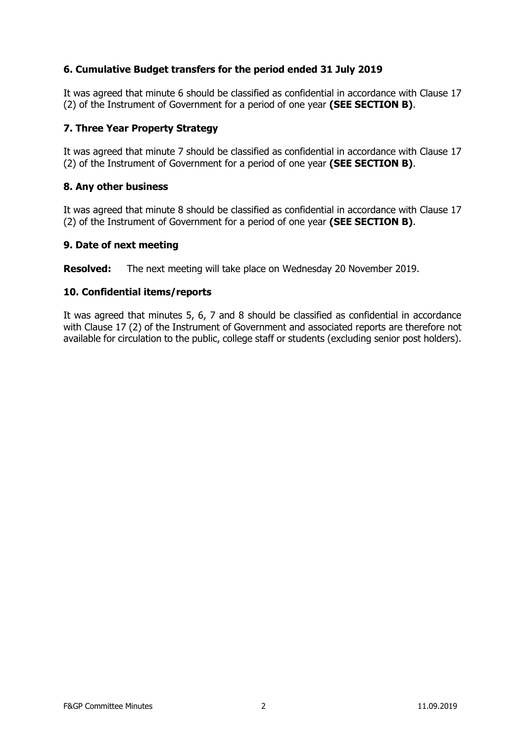### 6. Cumulative Budget transfers for the period ended 31 July 2019

It was agreed that minute 6 should be classified as confidential in accordance with Clause 17 (2) of the Instrument of Government for a period of one year **(SEE SECTION B)**.

### 7. Three Year Property Strategy

It was agreed that minute 7 should be classified as confidential in accordance with Clause 17 (2) of the Instrument of Government for a period of one year **(SEE SECTION B)**.

### 8. Any other business

It was agreed that minute 8 should be classified as confidential in accordance with Clause 17 (2) of the Instrument of Government for a period of one year **(SEE SECTION B)**.

### 9. Date of next meeting

**Resolved:** The next meeting will take place on Wednesday 20 November 2019.

### 10. Confidential items/reports

It was agreed that minutes 5, 6, 7 and 8 should be classified as confidential in accordance with Clause 17 (2) of the Instrument of Government and associated reports are therefore not available for circulation to the public, college staff or students (excluding senior post holders).